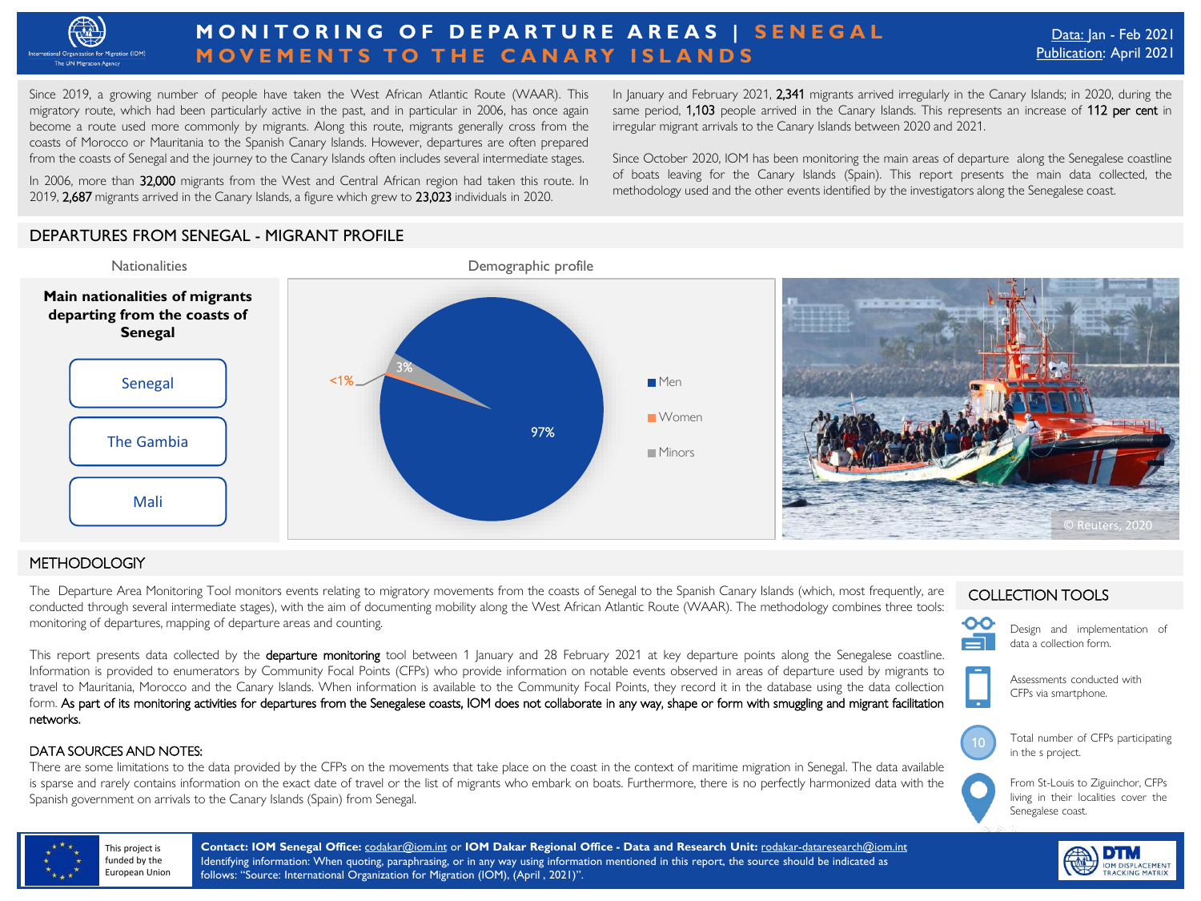# MONITORING OF DEPARTURE AREAS | SENEGAL
## MOVEMENTS TO THE CANARY ISLANDS

Data: Jan - Feb 2021
Publication: April 2021

Since 2019, a growing number of people have taken the West African Atlantic Route (WAAR). This migratory route, which had been particularly active in the past, and in particular in 2006, has once again become a route used more commonly by migrants. Along this route, migrants generally cross from the coasts of Morocco or Mauritania to the Spanish Canary Islands. However, departures are often prepared from the coasts of Senegal and the journey to the Canary Islands often includes several intermediate stages.

In 2006, more than **32,000** migrants from the West and Central African region had taken this route. In 2019, **2,687** migrants arrived in the Canary Islands, a figure which grew to **23,023** individuals in 2020.

In January and February 2021, **2,341** migrants arrived irregularly in the Canary Islands; in 2020, during the same period, **1,103** people arrived in the Canary Islands. This represents an increase of **112 per cent** in irregular migrant arrivals to the Canary Islands between 2020 and 2021.

Since October 2020, IOM has been monitoring the main areas of departure along the Senegalese coastline of boats leaving for the Canary Islands (Spain). This report presents the main data collected, the methodology used and the other events identified by the investigators along the Senegalese coast.

## DEPARTURES FROM SENEGAL - MIGRANT PROFILE

### Nationalities

**Main nationalities of migrants departing from the coasts of Senegal**

- Senegal
- The Gambia
- Mali

### Demographic profile

| Category | Share |
|---|---|
| Men | 97% |
| Women | <1% |
| Minors | 3% |

© Reuters, 2020

## METHODOLOGIY

The Departure Area Monitoring Tool monitors events relating to migratory movements from the coasts of Senegal to the Spanish Canary Islands (which, most frequently, are conducted through several intermediate stages), with the aim of documenting mobility along the West African Atlantic Route (WAAR). The methodology combines three tools: monitoring of departures, mapping of departure areas and counting.

This report presents data collected by the **departure monitoring** tool between 1 January and 28 February 2021 at key departure points along the Senegalese coastline. Information is provided to enumerators by Community Focal Points (CFPs) who provide information on notable events observed in areas of departure used by migrants to travel to Mauritania, Morocco and the Canary Islands. When information is available to the Community Focal Points, they record it in the database using the data collection form. **As part of its monitoring activities for departures from the Senegalese coasts, IOM does not collaborate in any way, shape or form with smuggling and migrant facilitation networks.**

### DATA SOURCES AND NOTES:

There are some limitations to the data provided by the CFPs on the movements that take place on the coast in the context of maritime migration in Senegal. The data available is sparse and rarely contains information on the exact date of travel or the list of migrants who embark on boats. Furthermore, there is no perfectly harmonized data with the Spanish government on arrivals to the Canary Islands (Spain) from Senegal.

### COLLECTION TOOLS

- Design and implementation of data a collection form.
- Assessments conducted with CFPs via smartphone.
- 10 — Total number of CFPs participating in the s project.
- From St-Louis to Ziguinchor, CFPs living in their localities cover the Senegalese coast.

This project is funded by the European Union

**Contact: IOM Senegal Office:** codakar@iom.int or **IOM Dakar Regional Office - Data and Research Unit:** rodakar-dataresearch@iom.int
Identifying information: When quoting, paraphrasing, or in any way using information mentioned in this report, the source should be indicated as follows: "Source: International Organization for Migration (IOM), (April , 2021)".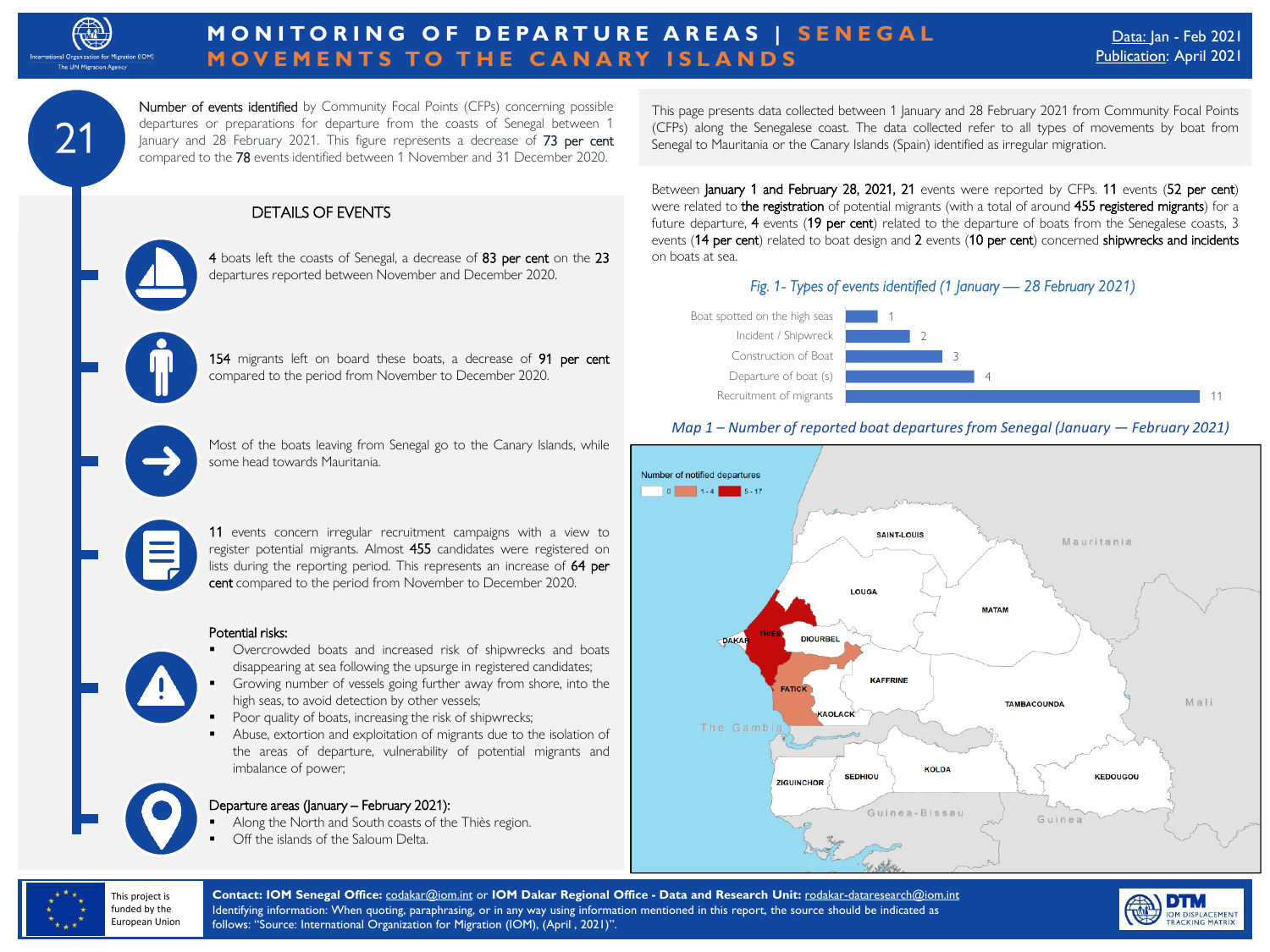# MONITORING OF DEPARTURE AREAS | SENEGAL
## MOVEMENTS TO THE CANARY ISLANDS

Data: Jan - Feb 2021
Publication: April 2021

**21**

Number of events identified by Community Focal Points (CFPs) concerning possible departures or preparations for departure from the coasts of Senegal between 1 January and 28 February 2021. This figure represents a decrease of 73 per cent compared to the 78 events identified between 1 November and 31 December 2020.

This page presents data collected between 1 January and 28 February 2021 from Community Focal Points (CFPs) along the Senegalese coast. The data collected refer to all types of movements by boat from Senegal to Mauritania or the Canary Islands (Spain) identified as irregular migration.

### DETAILS OF EVENTS

4 boats left the coasts of Senegal, a decrease of 83 per cent on the 23 departures reported between November and December 2020.

154 migrants left on board these boats, a decrease of 91 per cent compared to the period from November to December 2020.

Most of the boats leaving from Senegal go to the Canary Islands, while some head towards Mauritania.

11 events concern irregular recruitment campaigns with a view to register potential migrants. Almost 455 candidates were registered on lists during the reporting period. This represents an increase of 64 per cent compared to the period from November to December 2020.

**Potential risks:**

- Overcrowded boats and increased risk of shipwrecks and boats disappearing at sea following the upsurge in registered candidates;
- Growing number of vessels going further away from shore, into the high seas, to avoid detection by other vessels;
- Poor quality of boats, increasing the risk of shipwrecks;
- Abuse, extortion and exploitation of migrants due to the isolation of the areas of departure, vulnerability of potential migrants and imbalance of power;

**Departure areas (January – February 2021):**

- Along the North and South coasts of the Thiès region.
- Off the islands of the Saloum Delta.

Between January 1 and February 28, 2021, 21 events were reported by CFPs. 11 events (52 per cent) were related to the registration of potential migrants (with a total of around 455 registered migrants) for a future departure, 4 events (19 per cent) related to the departure of boats from the Senegalese coasts, 3 events (14 per cent) related to boat design and 2 events (10 per cent) concerned shipwrecks and incidents on boats at sea.

*Fig. 1- Types of events identified (1 January — 28 February 2021)*

Boat spotted on the high seas 1
Incident / Shipwreck 2
Construction of Boat 3
Departure of boat (s) 4
Recruitment of migrants 11

*Map 1 – Number of reported boat departures from Senegal (January — February 2021)*

Number of notified departures
0
1 - 4
5 - 17

SAINT-LOUIS, LOUGA, MATAM, DAKAR, THIES, DIOURBEL, KAFFRINE, FATICK, KAOLACK, TAMBACOUNDA, KOLDA, SEDHIOU, ZIGUINCHOR, KEDOUGOU, Mauritania, Mali, The Gambia, Guinea-Bissau, Guinea

This project is funded by the European Union

**Contact: IOM Senegal Office:** codakar@iom.int or **IOM Dakar Regional Office - Data and Research Unit:** rodakar-dataresearch@iom.int
Identifying information: When quoting, paraphrasing, or in any way using information mentioned in this report, the source should be indicated as follows: "Source: International Organization for Migration (IOM), (April , 2021)".